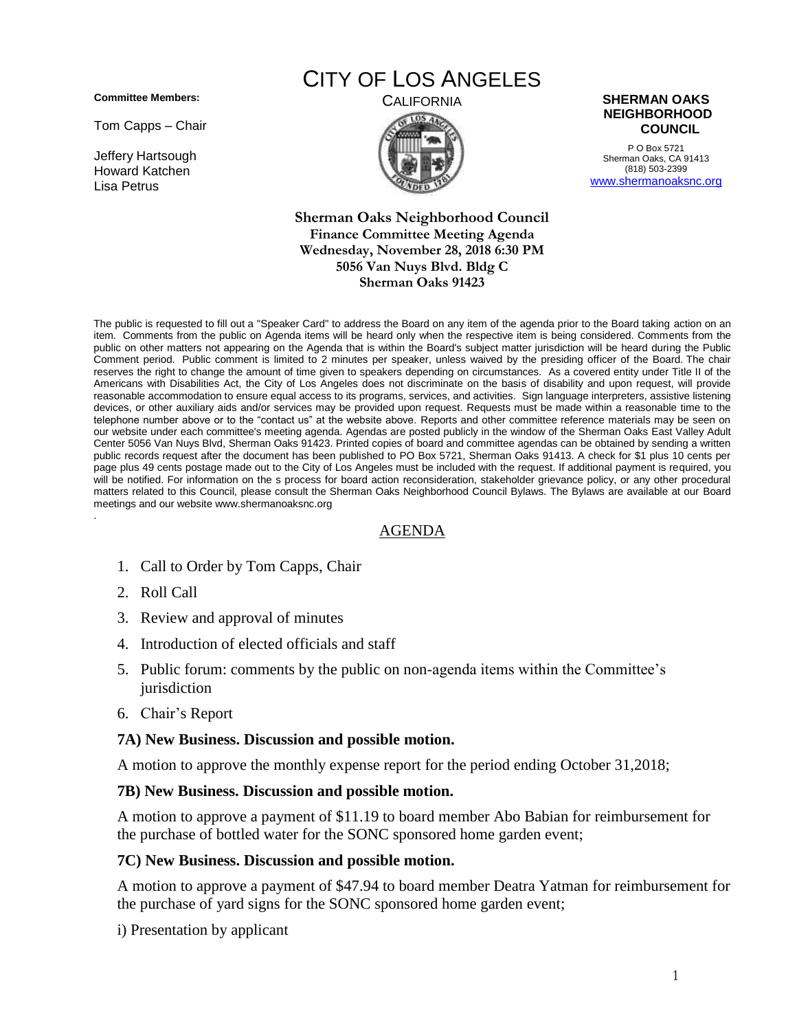**Committee Members:**

Tom Capps – Chair

Jeffery Hartsough
Howard Katchen
Lisa Petrus

# CITY OF LOS ANGELES

CALIFORNIA

**SHERMAN OAKS NEIGHBORHOOD COUNCIL**

P O Box 5721
Sherman Oaks, CA 91413
(818) 503-2399
www.shermanoaksnc.org

**Sherman Oaks Neighborhood Council**
**Finance Committee Meeting Agenda**
**Wednesday, November 28, 2018 6:30 PM**
**5056 Van Nuys Blvd. Bldg C**
**Sherman Oaks 91423**

The public is requested to fill out a "Speaker Card" to address the Board on any item of the agenda prior to the Board taking action on an item. Comments from the public on Agenda items will be heard only when the respective item is being considered. Comments from the public on other matters not appearing on the Agenda that is within the Board's subject matter jurisdiction will be heard during the Public Comment period. Public comment is limited to 2 minutes per speaker, unless waived by the presiding officer of the Board. The chair reserves the right to change the amount of time given to speakers depending on circumstances. As a covered entity under Title II of the Americans with Disabilities Act, the City of Los Angeles does not discriminate on the basis of disability and upon request, will provide reasonable accommodation to ensure equal access to its programs, services, and activities. Sign language interpreters, assistive listening devices, or other auxiliary aids and/or services may be provided upon request. Requests must be made within a reasonable time to the telephone number above or to the "contact us" at the website above. Reports and other committee reference materials may be seen on our website under each committee's meeting agenda. Agendas are posted publicly in the window of the Sherman Oaks East Valley Adult Center 5056 Van Nuys Blvd, Sherman Oaks 91423. Printed copies of board and committee agendas can be obtained by sending a written public records request after the document has been published to PO Box 5721, Sherman Oaks 91413. A check for $1 plus 10 cents per page plus 49 cents postage made out to the City of Los Angeles must be included with the request. If additional payment is required, you will be notified. For information on the s process for board action reconsideration, stakeholder grievance policy, or any other procedural matters related to this Council, please consult the Sherman Oaks Neighborhood Council Bylaws. The Bylaws are available at our Board meetings and our website www.shermanoaksnc.org

## AGENDA

1. Call to Order by Tom Capps, Chair
2. Roll Call
3. Review and approval of minutes
4. Introduction of elected officials and staff
5. Public forum: comments by the public on non-agenda items within the Committee's jurisdiction
6. Chair's Report

**7A) New Business. Discussion and possible motion.**

A motion to approve the monthly expense report for the period ending October 31,2018;

**7B) New Business. Discussion and possible motion.**

A motion to approve a payment of $11.19 to board member Abo Babian for reimbursement for the purchase of bottled water for the SONC sponsored home garden event;

**7C) New Business. Discussion and possible motion.**

A motion to approve a payment of $47.94 to board member Deatra Yatman for reimbursement for the purchase of yard signs for the SONC sponsored home garden event;

i) Presentation by applicant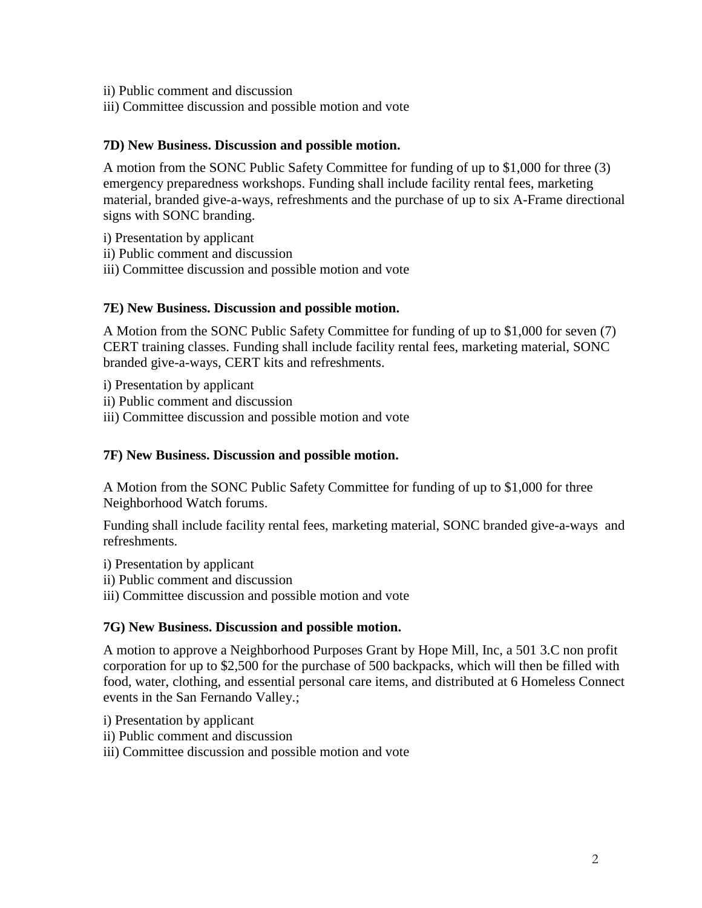ii) Public comment and discussion
iii) Committee discussion and possible motion and vote

**7D) New Business. Discussion and possible motion.**

A motion from the SONC Public Safety Committee for funding of up to $1,000 for three (3) emergency preparedness workshops. Funding shall include facility rental fees, marketing material, branded give-a-ways, refreshments and the purchase of up to six A-Frame directional signs with SONC branding.

i) Presentation by applicant
ii) Public comment and discussion
iii) Committee discussion and possible motion and vote

**7E) New Business. Discussion and possible motion.**

A Motion from the SONC Public Safety Committee for funding of up to $1,000 for seven (7) CERT training classes. Funding shall include facility rental fees, marketing material, SONC branded give-a-ways, CERT kits and refreshments.

i) Presentation by applicant
ii) Public comment and discussion
iii) Committee discussion and possible motion and vote

**7F) New Business. Discussion and possible motion.**

A Motion from the SONC Public Safety Committee for funding of up to $1,000 for three Neighborhood Watch forums.

Funding shall include facility rental fees, marketing material, SONC branded give-a-ways and refreshments.

i) Presentation by applicant
ii) Public comment and discussion
iii) Committee discussion and possible motion and vote

**7G) New Business. Discussion and possible motion.**

A motion to approve a Neighborhood Purposes Grant by Hope Mill, Inc, a 501 3.C non profit corporation for up to $2,500 for the purchase of 500 backpacks, which will then be filled with food, water, clothing, and essential personal care items, and distributed at 6 Homeless Connect events in the San Fernando Valley.;

i) Presentation by applicant
ii) Public comment and discussion
iii) Committee discussion and possible motion and vote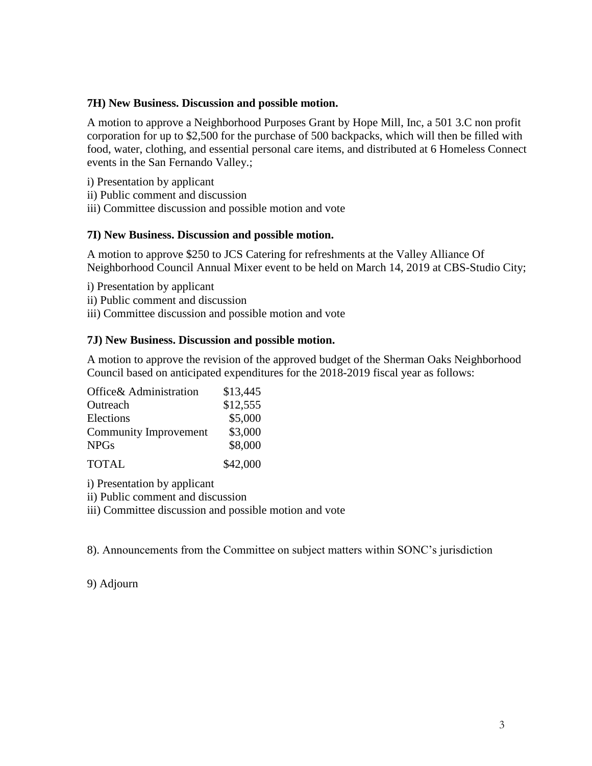**7H) New Business. Discussion and possible motion.**

A motion to approve a Neighborhood Purposes Grant by Hope Mill, Inc, a 501 3.C non profit corporation for up to $2,500 for the purchase of 500 backpacks, which will then be filled with food, water, clothing, and essential personal care items, and distributed at 6 Homeless Connect events in the San Fernando Valley.;

i) Presentation by applicant
ii) Public comment and discussion
iii) Committee discussion and possible motion and vote

**7I) New Business. Discussion and possible motion.**

A motion to approve $250 to JCS Catering for refreshments at the Valley Alliance Of Neighborhood Council Annual Mixer event to be held on March 14, 2019 at CBS-Studio City;

i) Presentation by applicant
ii) Public comment and discussion
iii) Committee discussion and possible motion and vote

**7J) New Business. Discussion and possible motion.**

A motion to approve the revision of the approved budget of the Sherman Oaks Neighborhood Council based on anticipated expenditures for the 2018-2019 fiscal year as follows:

| | |
|---|---|
| Office& Administration | $13,445 |
| Outreach | $12,555 |
| Elections | $5,000 |
| Community Improvement | $3,000 |
| NPGs | $8,000 |
| TOTAL | $42,000 |

i) Presentation by applicant
ii) Public comment and discussion
iii) Committee discussion and possible motion and vote

8). Announcements from the Committee on subject matters within SONC's jurisdiction

9) Adjourn